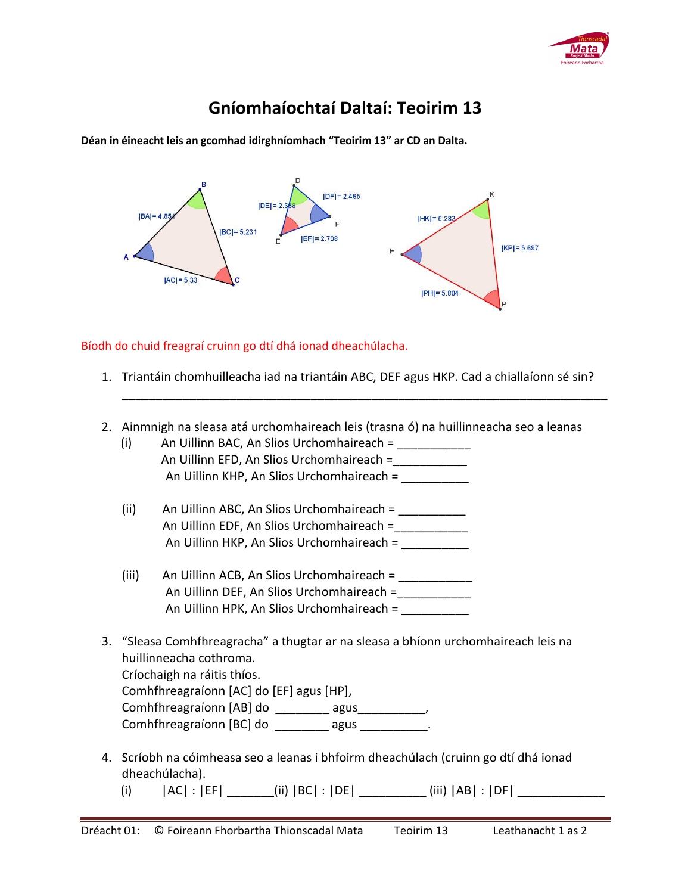# Gníomhaíochtaí Daltaí: Teoirim 13

**Déan in éineacht leis an gcomhad idirghníomhach "Teoirim 13" ar CD an Dalta.**

Bíodh do chuid freagraí cruinn go dtí dhá ionad dheachúlacha.

1. Triantáin chomhuilleacha iad na triantáin ABC, DEF agus HKP. Cad a chiallaíonn sé sin?
   ___________________________________________________________________________

2. Ainmnigh na sleasa atá urchomhaireach leis (trasna ó) na huillinneacha seo a leanas
   (i) An Uillinn BAC, An Slios Urchomhaireach = ___________
   An Uillinn EFD, An Slios Urchomhaireach =___________
   An Uillinn KHP, An Slios Urchomhaireach = __________

   (ii) An Uillinn ABC, An Slios Urchomhaireach = __________
   An Uillinn EDF, An Slios Urchomhaireach =___________
   An Uillinn HKP, An Slios Urchomhaireach = __________

   (iii) An Uillinn ACB, An Slios Urchomhaireach = ___________
   An Uillinn DEF, An Slios Urchomhaireach =___________
   An Uillinn HPK, An Slios Urchomhaireach = __________

3. "Sleasa Comhfhreagracha" a thugtar ar na sleasa a bhíonn urchomhaireach leis na huillinneacha cothroma.
   Críochaigh na ráitis thíos.
   Comhfhreagraíonn [AC] do [EF] agus [HP],
   Comhfhreagraíonn [AB] do ________ agus__________,
   Comhfhreagraíonn [BC] do ________ agus __________.

4. Scríobh na cóimheasa seo a leanas i bhfoirm dheachúlach (cruinn go dtí dhá ionad dheachúlacha).
   (i) |AC| : |EF| _______(ii) |BC| : |DE| __________ (iii) |AB| : |DF| ____________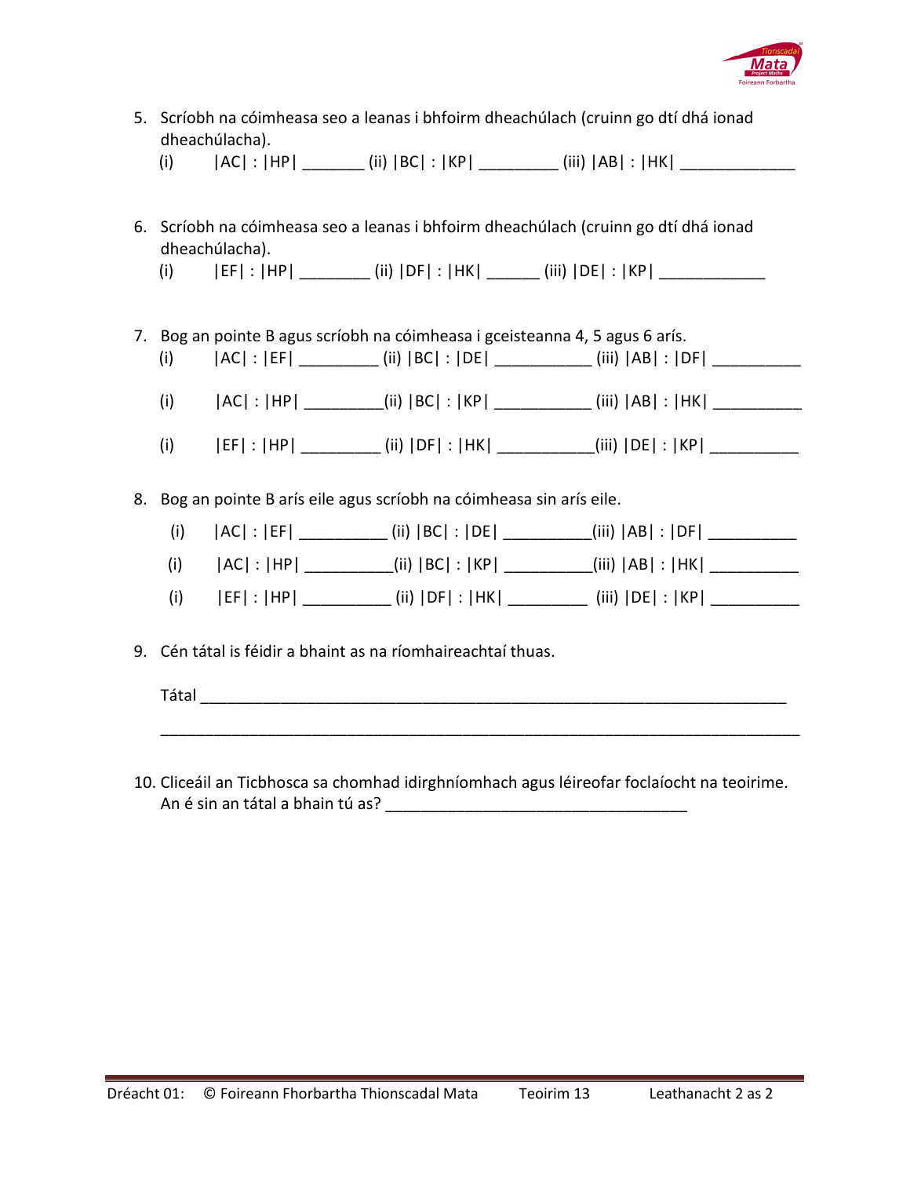5. Scríobh na cóimheasa seo a leanas i bhfoirm dheachúlach (cruinn go dtí dhá ionad dheachúlacha).

   (i) |AC| : |HP| _______ (ii) |BC| : |KP| _________ (iii) |AB| : |HK| _____________

6. Scríobh na cóimheasa seo a leanas i bhfoirm dheachúlach (cruinn go dtí dhá ionad dheachúlacha).

   (i) |EF| : |HP| ________ (ii) |DF| : |HK| ______ (iii) |DE| : |KP| ____________

7. Bog an pointe B agus scríobh na cóimheasa i gceisteanna 4, 5 agus 6 arís.

   (i) |AC| : |EF| _________ (ii) |BC| : |DE| ___________ (iii) |AB| : |DF| __________

   (i) |AC| : |HP| _________(ii) |BC| : |KP| ___________ (iii) |AB| : |HK| __________

   (i) |EF| : |HP| _________ (ii) |DF| : |HK| ___________(iii) |DE| : |KP| __________

8. Bog an pointe B arís eile agus scríobh na cóimheasa sin arís eile.

   (i) |AC| : |EF| __________ (ii) |BC| : |DE| __________(iii) |AB| : |DF| __________

   (i) |AC| : |HP| __________(ii) |BC| : |KP| __________(iii) |AB| : |HK| __________

   (i) |EF| : |HP| __________ (ii) |DF| : |HK| _________ (iii) |DE| : |KP| __________

9. Cén tátal is féidir a bhaint as na ríomhaireachtaí thuas.

   Tátal ___________________________________________________________________

   _________________________________________________________________________

10. Cliceáil an Ticbhosca sa chomhad idirghníomhach agus léireofar foclaíocht na teoirime. An é sin an tátal a bhain tú as? __________________________________